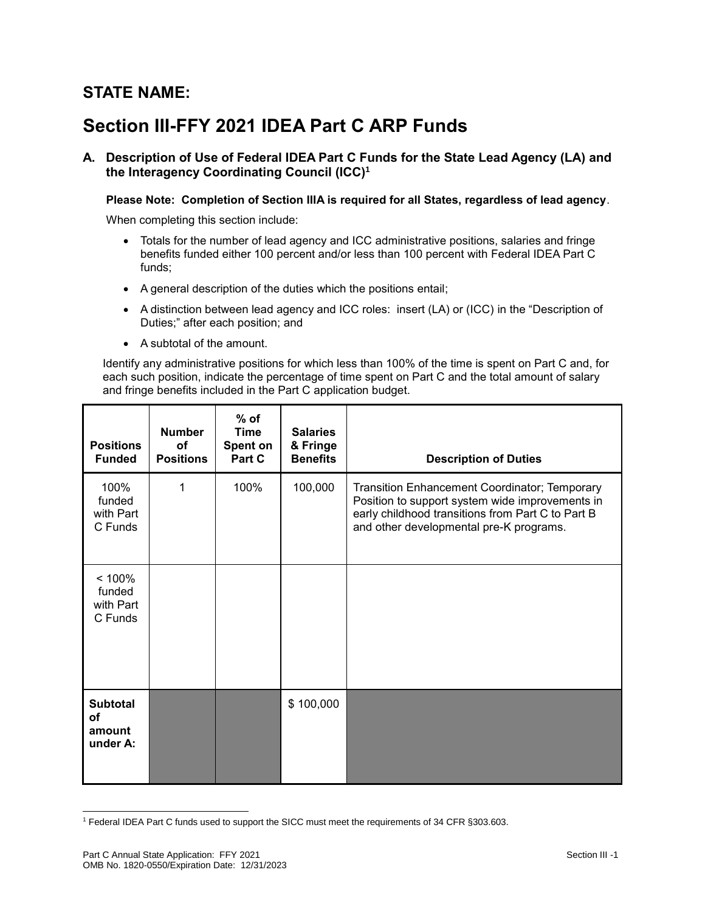## STATE NAME:

# Section III-FFY 2021 IDEA Part C ARP Funds

### A. Description of Use of Federal IDEA Part C Funds for the State Lead Agency (LA) and the Interagency Coordinating Council (ICC)[1]

**Please Note: Completion of Section IIIA is required for all States, regardless of lead agency**.

When completing this section include:

- Totals for the number of lead agency and ICC administrative positions, salaries and fringe benefits funded either 100 percent and/or less than 100 percent with Federal IDEA Part C funds;
- A general description of the duties which the positions entail;
- A distinction between lead agency and ICC roles: insert (LA) or (ICC) in the "Description of Duties;" after each position; and
- A subtotal of the amount.

Identify any administrative positions for which less than 100% of the time is spent on Part C and, for each such position, indicate the percentage of time spent on Part C and the total amount of salary and fringe benefits included in the Part C application budget.

| Positions Funded | Number of Positions | % of Time Spent on Part C | Salaries & Fringe Benefits | Description of Duties |
|---|---|---|---|---|
| 100% funded with Part C Funds | 1 | 100% | 100,000 | Transition Enhancement Coordinator; Temporary Position to support system wide improvements in early childhood transitions from Part C to Part B and other developmental pre-K programs. |
| < 100% funded with Part C Funds | | | | |
| **Subtotal of amount under A:** | | | $ 100,000 | |

[1] Federal IDEA Part C funds used to support the SICC must meet the requirements of 34 CFR §303.603.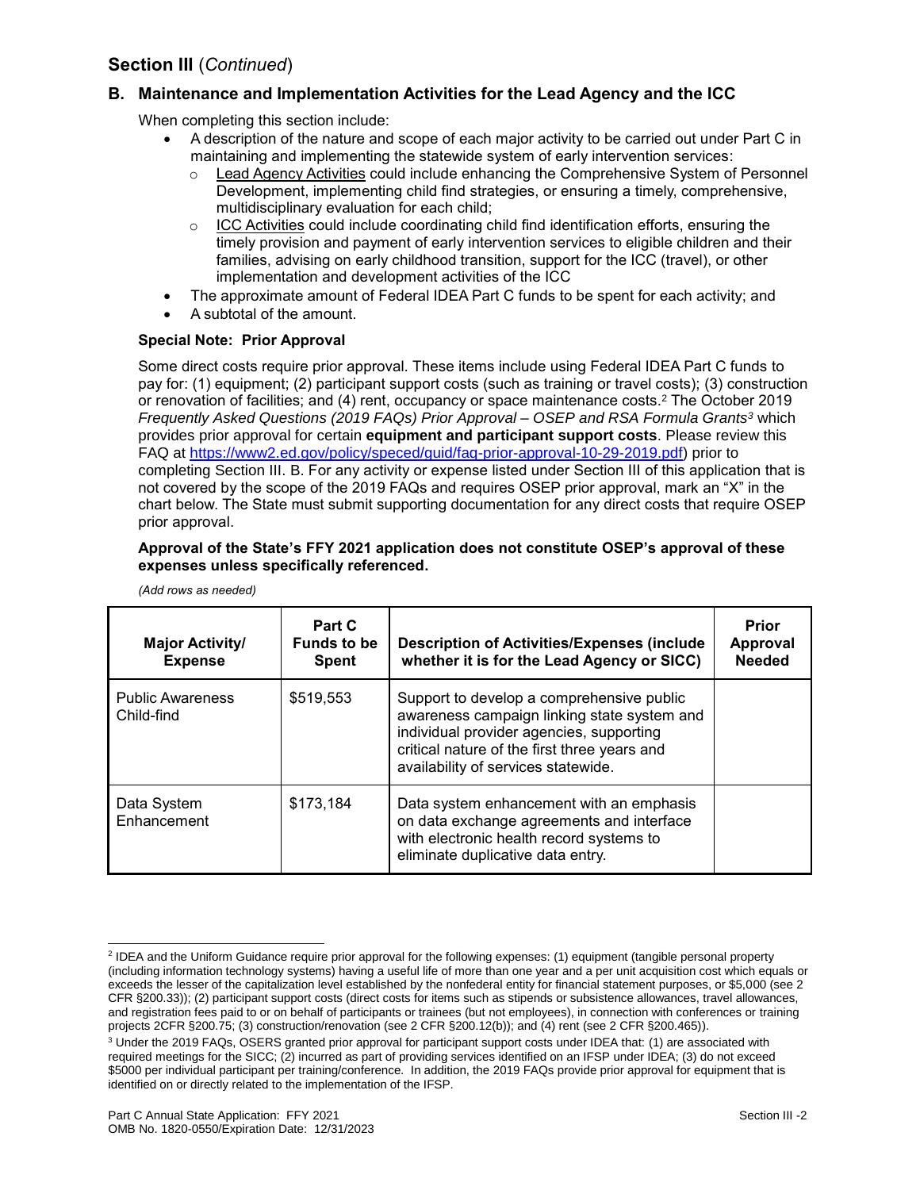## Section III (*Continued*)

### B. Maintenance and Implementation Activities for the Lead Agency and the ICC

When completing this section include:

- A description of the nature and scope of each major activity to be carried out under Part C in maintaining and implementing the statewide system of early intervention services:
  - Lead Agency Activities could include enhancing the Comprehensive System of Personnel Development, implementing child find strategies, or ensuring a timely, comprehensive, multidisciplinary evaluation for each child;
  - ICC Activities could include coordinating child find identification efforts, ensuring the timely provision and payment of early intervention services to eligible children and their families, advising on early childhood transition, support for the ICC (travel), or other implementation and development activities of the ICC
- The approximate amount of Federal IDEA Part C funds to be spent for each activity; and
- A subtotal of the amount.

**Special Note: Prior Approval**

Some direct costs require prior approval. These items include using Federal IDEA Part C funds to pay for: (1) equipment; (2) participant support costs (such as training or travel costs); (3) construction or renovation of facilities; and (4) rent, occupancy or space maintenance costs.[2] The October 2019 *Frequently Asked Questions (2019 FAQs) Prior Approval – OSEP and RSA Formula Grants*[3] which provides prior approval for certain **equipment and participant support costs**. Please review this FAQ at https://www2.ed.gov/policy/speced/guid/faq-prior-approval-10-29-2019.pdf) prior to completing Section III. B. For any activity or expense listed under Section III of this application that is not covered by the scope of the 2019 FAQs and requires OSEP prior approval, mark an "X" in the chart below. The State must submit supporting documentation for any direct costs that require OSEP prior approval.

**Approval of the State's FFY 2021 application does not constitute OSEP's approval of these expenses unless specifically referenced.**

*(Add rows as needed)*

| Major Activity/ Expense | Part C Funds to be Spent | Description of Activities/Expenses (include whether it is for the Lead Agency or SICC) | Prior Approval Needed |
|---|---|---|---|
| Public Awareness Child-find | $519,553 | Support to develop a comprehensive public awareness campaign linking state system and individual provider agencies, supporting critical nature of the first three years and availability of services statewide. | |
| Data System Enhancement | $173,184 | Data system enhancement with an emphasis on data exchange agreements and interface with electronic health record systems to eliminate duplicative data entry. | |

---

[2] IDEA and the Uniform Guidance require prior approval for the following expenses: (1) equipment (tangible personal property (including information technology systems) having a useful life of more than one year and a per unit acquisition cost which equals or exceeds the lesser of the capitalization level established by the nonfederal entity for financial statement purposes, or $5,000 (see 2 CFR §200.33)); (2) participant support costs (direct costs for items such as stipends or subsistence allowances, travel allowances, and registration fees paid to or on behalf of participants or trainees (but not employees), in connection with conferences or training projects 2CFR §200.75; (3) construction/renovation (see 2 CFR §200.12(b)); and (4) rent (see 2 CFR §200.465)).

[3] Under the 2019 FAQs, OSERS granted prior approval for participant support costs under IDEA that: (1) are associated with required meetings for the SICC; (2) incurred as part of providing services identified on an IFSP under IDEA; (3) do not exceed $5000 per individual participant per training/conference. In addition, the 2019 FAQs provide prior approval for equipment that is identified on or directly related to the implementation of the IFSP.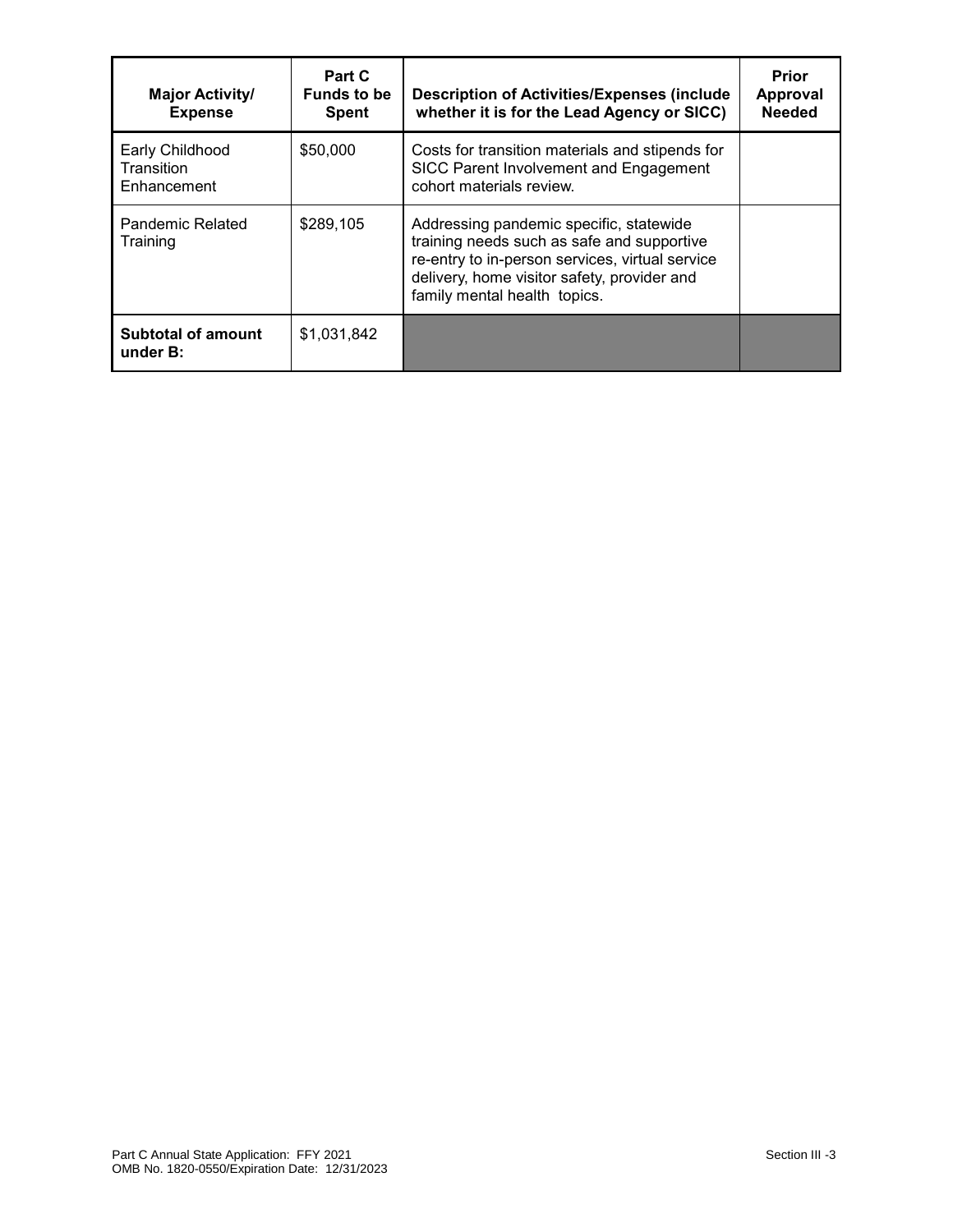| Major Activity/ Expense | Part C Funds to be Spent | Description of Activities/Expenses (include whether it is for the Lead Agency or SICC) | Prior Approval Needed |
|---|---|---|---|
| Early Childhood Transition Enhancement | $50,000 | Costs for transition materials and stipends for SICC Parent Involvement and Engagement cohort materials review. | |
| Pandemic Related Training | $289,105 | Addressing pandemic specific, statewide training needs such as safe and supportive re-entry to in-person services, virtual service delivery, home visitor safety, provider and family mental health topics. | |
| **Subtotal of amount under B:** | $1,031,842 | | |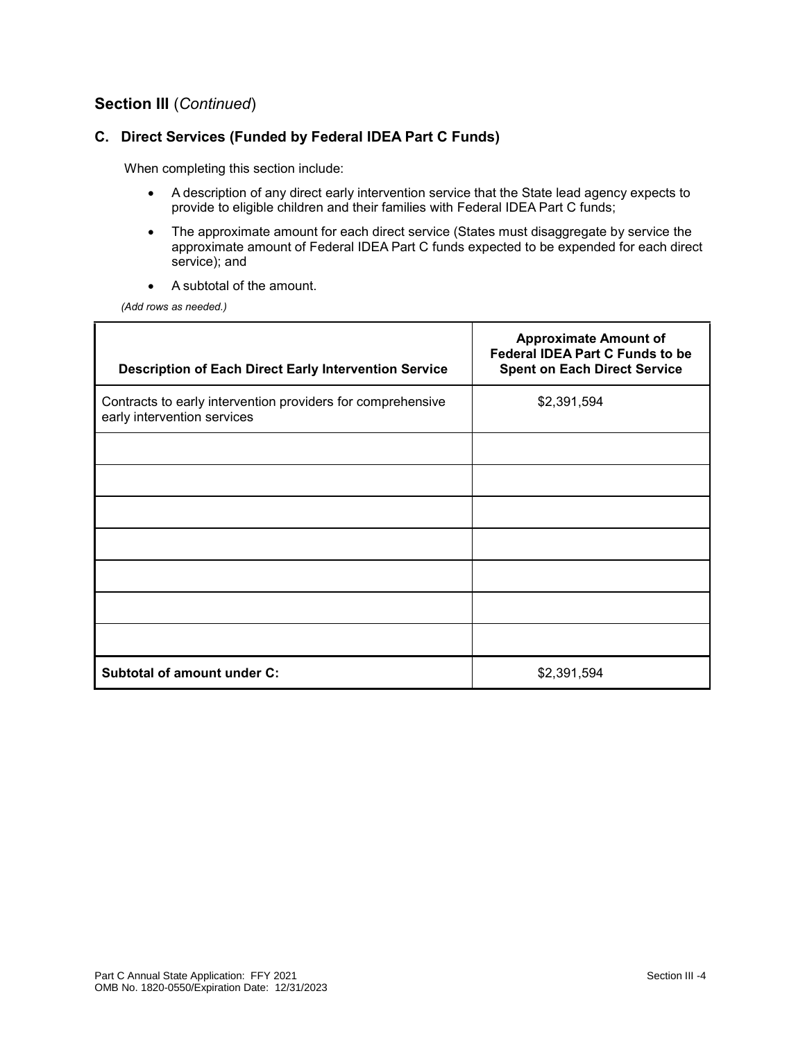## Section III (*Continued*)

### C. Direct Services (Funded by Federal IDEA Part C Funds)

When completing this section include:

- A description of any direct early intervention service that the State lead agency expects to provide to eligible children and their families with Federal IDEA Part C funds;
- The approximate amount for each direct service (States must disaggregate by service the approximate amount of Federal IDEA Part C funds expected to be expended for each direct service); and
- A subtotal of the amount.

*(Add rows as needed.)*

| Description of Each Direct Early Intervention Service | Approximate Amount of Federal IDEA Part C Funds to be Spent on Each Direct Service |
|---|---|
| Contracts to early intervention providers for comprehensive early intervention services | $2,391,594 |
| | |
| | |
| | |
| | |
| | |
| | |
| | |
| **Subtotal of amount under C:** | $2,391,594 |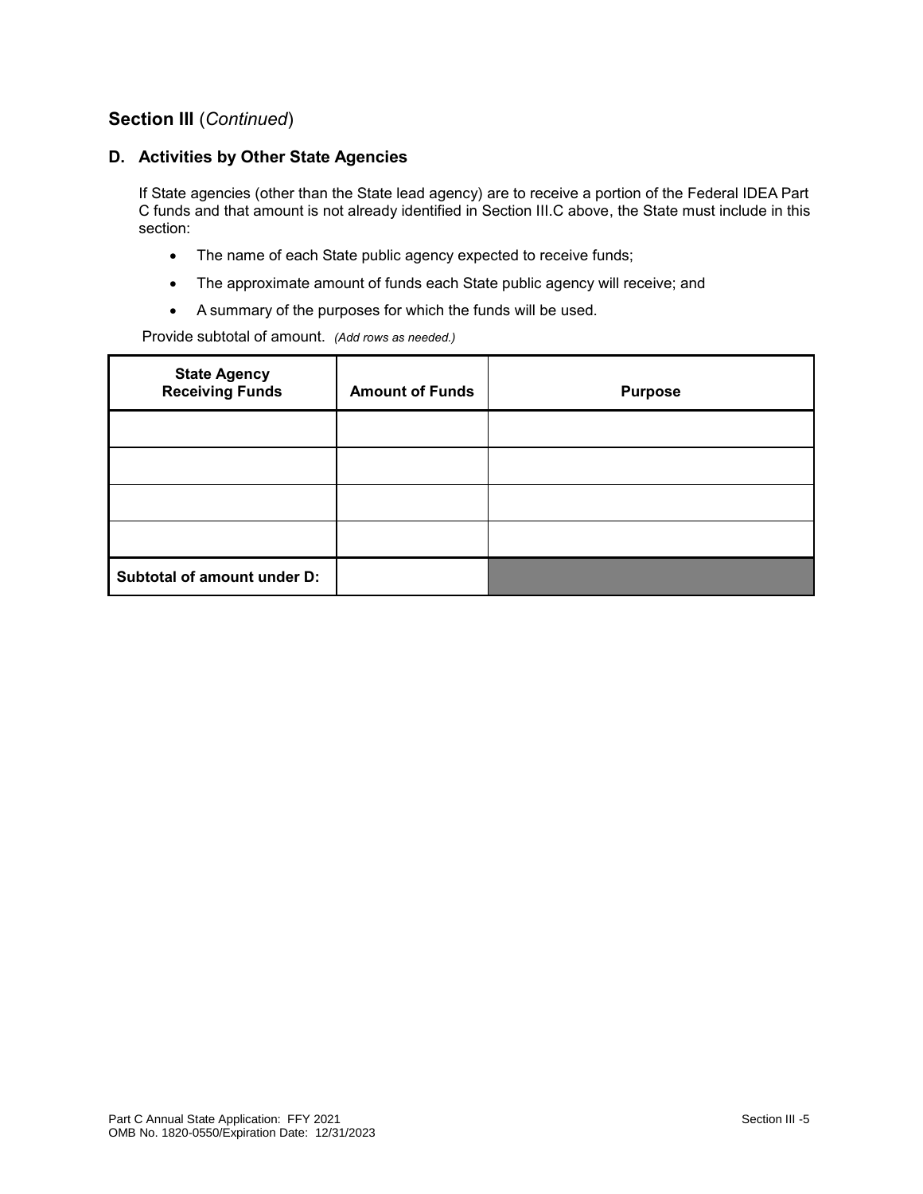## Section III (*Continued*)

### D. Activities by Other State Agencies

If State agencies (other than the State lead agency) are to receive a portion of the Federal IDEA Part C funds and that amount is not already identified in Section III.C above, the State must include in this section:

- The name of each State public agency expected to receive funds;
- The approximate amount of funds each State public agency will receive; and
- A summary of the purposes for which the funds will be used.

Provide subtotal of amount. *(Add rows as needed.)*

| State Agency Receiving Funds | Amount of Funds | Purpose |
|---|---|---|
| | | |
| | | |
| | | |
| | | |
| **Subtotal of amount under D:** | | |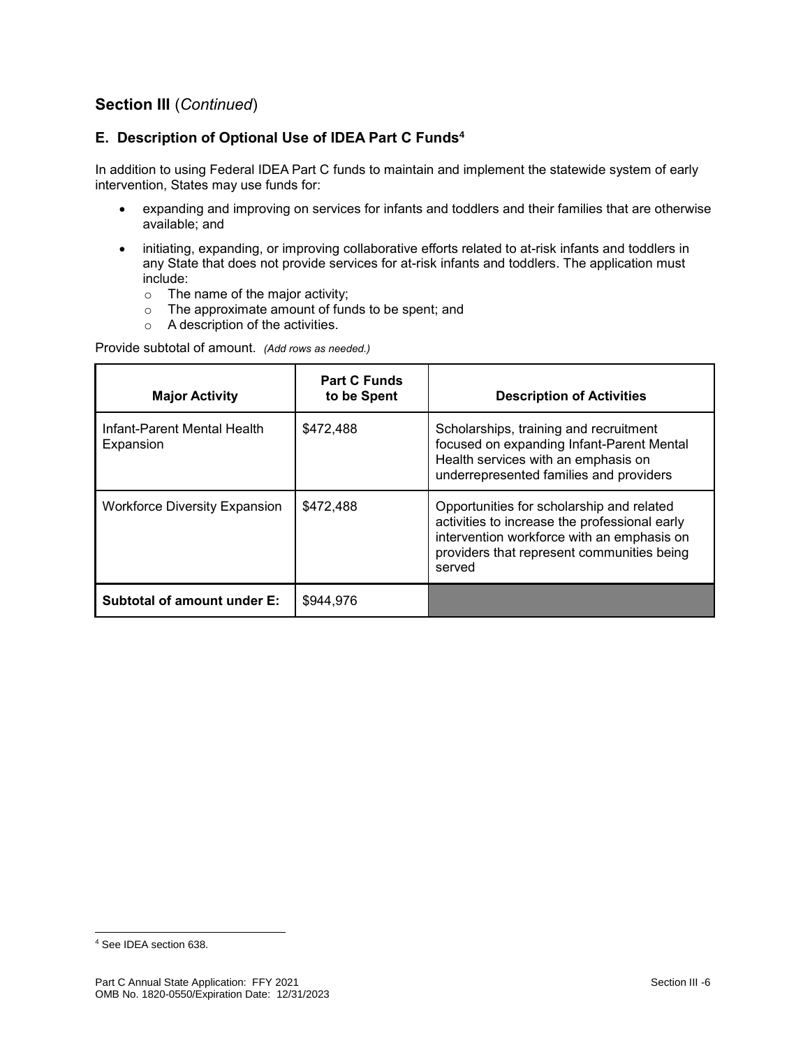## Section III (*Continued*)

### E. Description of Optional Use of IDEA Part C Funds[4]

In addition to using Federal IDEA Part C funds to maintain and implement the statewide system of early intervention, States may use funds for:

- expanding and improving on services for infants and toddlers and their families that are otherwise available; and
- initiating, expanding, or improving collaborative efforts related to at-risk infants and toddlers in any State that does not provide services for at-risk infants and toddlers. The application must include:
  - The name of the major activity;
  - The approximate amount of funds to be spent; and
  - A description of the activities.

Provide subtotal of amount. *(Add rows as needed.)*

| Major Activity | Part C Funds to be Spent | Description of Activities |
|---|---|---|
| Infant-Parent Mental Health Expansion | $472,488 | Scholarships, training and recruitment focused on expanding Infant-Parent Mental Health services with an emphasis on underrepresented families and providers |
| Workforce Diversity Expansion | $472,488 | Opportunities for scholarship and related activities to increase the professional early intervention workforce with an emphasis on providers that represent communities being served |
| **Subtotal of amount under E:** | $944,976 | |

[4] See IDEA section 638.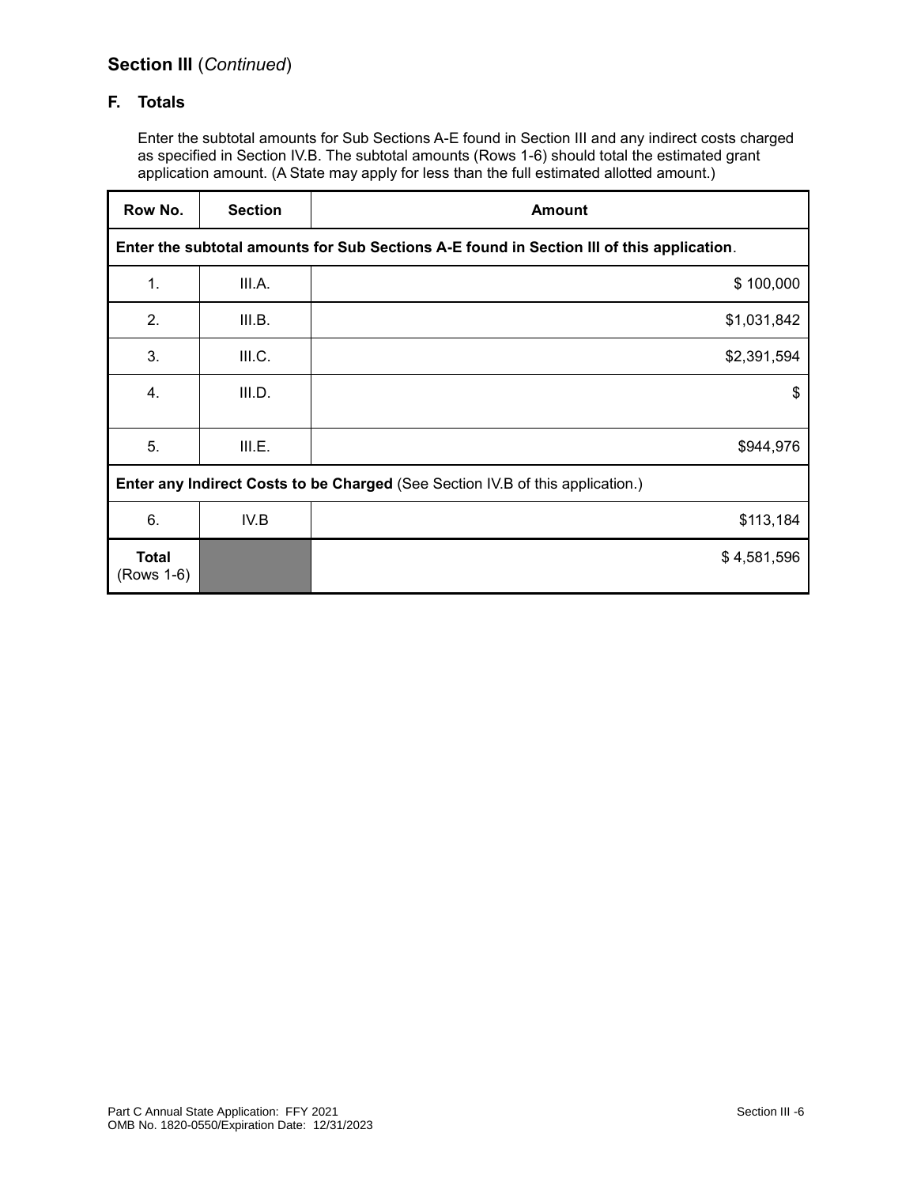## Section III (*Continued*)

### F. Totals

Enter the subtotal amounts for Sub Sections A-E found in Section III and any indirect costs charged as specified in Section IV.B. The subtotal amounts (Rows 1-6) should total the estimated grant application amount. (A State may apply for less than the full estimated allotted amount.)

| Row No. | Section | Amount |
|---|---|---|
| **Enter the subtotal amounts for Sub Sections A-E found in Section III of this application**. | | |
| 1. | III.A. | $ 100,000 |
| 2. | III.B. | $1,031,842 |
| 3. | III.C. | $2,391,594 |
| 4. | III.D. | $ |
| 5. | III.E. | $944,976 |
| **Enter any Indirect Costs to be Charged** (See Section IV.B of this application.) | | |
| 6. | IV.B | $113,184 |
| **Total** (Rows 1-6) | | $ 4,581,596 |